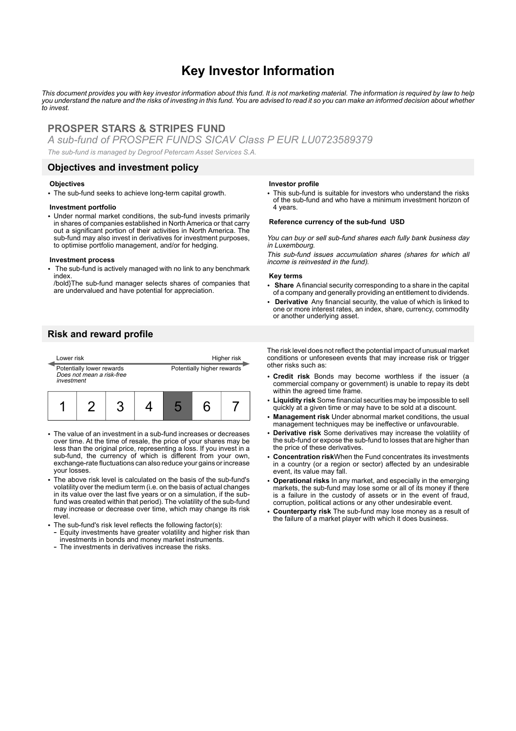# Key Investor Information

*This document provides you with key investor information about this fund. It is not marketing material. The information is required by law to help you understand the nature and the risks of investing in this fund. You are advised to read it so you can make an informed decision about whether to invest.*

## PROSPER STARS & STRIPES FUND

*A sub-fund of PROSPER FUNDS SICAV Class P EUR LU0723589379*

*The sub-fund is managed by Degroof Petercam Asset Services S.A.*

## Objectives and investment policy

**Objectives**

- The sub-fund seeks to achieve long-term capital growth.

**Investment portfolio**

- Under normal market conditions, the sub-fund invests primarily in shares of companies established in North America or that carry out a significant portion of their activities in North America. The sub-fund may also invest in derivatives for investment purposes, to optimise portfolio management, and/or for hedging.

**Investment process**

- The sub-fund is actively managed with no link to any benchmark index.
  /bold}The sub-fund manager selects shares of companies that are undervalued and have potential for appreciation.

**Investor profile**

- This sub-fund is suitable for investors who understand the risks of the sub-fund and who have a minimum investment horizon of 4 years.

**Reference currency of the sub-fund USD**

*You can buy or sell sub-fund shares each fully bank business day in Luxembourg.*

*This sub-fund issues accumulation shares (shares for which all income is reinvested in the fund).*

**Key terms**

- **Share** A financial security corresponding to a share in the capital of a company and generally providing an entitlement to dividends.
- **Derivative** Any financial security, the value of which is linked to one or more interest rates, an index, share, currency, commodity or another underlying asset.

## Risk and reward profile

| Lower risk | | | | | | Higher risk |
|---|---|---|---|---|---|---|
| Potentially lower rewards<br>*Does not mean a risk-free investment* | | | | | | Potentially higher rewards |
| 1 | 2 | 3 | 4 | **5** | 6 | 7 |

- The value of an investment in a sub-fund increases or decreases over time. At the time of resale, the price of your shares may be less than the original price, representing a loss. If you invest in a sub-fund, the currency of which is different from your own, exchange-rate fluctuations can also reduce your gains or increase your losses.
- The above risk level is calculated on the basis of the sub-fund's volatility over the medium term (i.e. on the basis of actual changes in its value over the last five years or on a simulation, if the sub-fund was created within that period). The volatility of the sub-fund may increase or decrease over time, which may change its risk level.
- The sub-fund's risk level reflects the following factor(s):
  - Equity investments have greater volatility and higher risk than investments in bonds and money market instruments.
  - The investments in derivatives increase the risks.

The risk level does not reflect the potential impact of unusual market conditions or unforeseen events that may increase risk or trigger other risks such as:

- **Credit risk** Bonds may become worthless if the issuer (a commercial company or government) is unable to repay its debt within the agreed time frame.
- **Liquidity risk** Some financial securities may be impossible to sell quickly at a given time or may have to be sold at a discount.
- **Management risk** Under abnormal market conditions, the usual management techniques may be ineffective or unfavourable.
- **Derivative risk** Some derivatives may increase the volatility of the sub-fund or expose the sub-fund to losses that are higher than the price of these derivatives.
- **Concentration risk**When the Fund concentrates its investments in a country (or a region or sector) affected by an undesirable event, its value may fall.
- **Operational risks** In any market, and especially in the emerging markets, the sub-fund may lose some or all of its money if there is a failure in the custody of assets or in the event of fraud, corruption, political actions or any other undesirable event.
- **Counterparty risk** The sub-fund may lose money as a result of the failure of a market player with which it does business.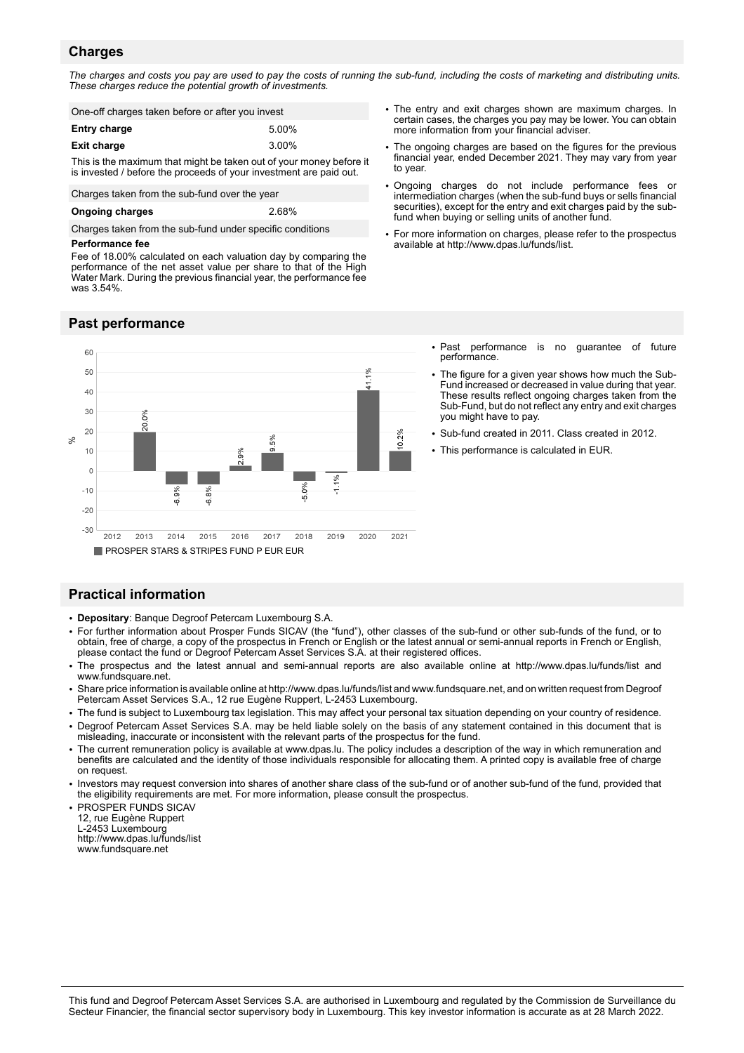## Charges

*The charges and costs you pay are used to pay the costs of running the sub-fund, including the costs of marketing and distributing units. These charges reduce the potential growth of investments.*

| One-off charges taken before or after you invest | |
|---|---|
| **Entry charge** | 5.00% |
| **Exit charge** | 3.00% |

This is the maximum that might be taken out of your money before it is invested / before the proceeds of your investment are paid out.

| Charges taken from the sub-fund over the year | |
|---|---|
| **Ongoing charges** | 2.68% |

Charges taken from the sub-fund under specific conditions

**Performance fee**

Fee of 18.00% calculated on each valuation day by comparing the performance of the net asset value per share to that of the High Water Mark. During the previous financial year, the performance fee was 3.54%.

- The entry and exit charges shown are maximum charges. In certain cases, the charges you pay may be lower. You can obtain more information from your financial adviser.
- The ongoing charges are based on the figures for the previous financial year, ended December 2021. They may vary from year to year.
- Ongoing charges do not include performance fees or intermediation charges (when the sub-fund buys or sells financial securities), except for the entry and exit charges paid by the sub-fund when buying or selling units of another fund.
- For more information on charges, please refer to the prospectus available at http://www.dpas.lu/funds/list.

## Past performance

%

60
50
40
30
20
10
0
-10
-20
-30

20.0%
-6.9%
-6.8%
2.9%
9.5%
-5.0%
-1.1%
41.1%
10.2%

2012 2013 2014 2015 2016 2017 2018 2019 2020 2021

PROSPER STARS & STRIPES FUND P EUR EUR

- Past performance is no guarantee of future performance.
- The figure for a given year shows how much the Sub-Fund increased or decreased in value during that year. These results reflect ongoing charges taken from the Sub-Fund, but do not reflect any entry and exit charges you might have to pay.
- Sub-fund created in 2011. Class created in 2012.
- This performance is calculated in EUR.

## Practical information

- **Depositary**: Banque Degroof Petercam Luxembourg S.A.
- For further information about Prosper Funds SICAV (the "fund"), other classes of the sub-fund or other sub-funds of the fund, or to obtain, free of charge, a copy of the prospectus in French or English or the latest annual or semi-annual reports in French or English, please contact the fund or Degroof Petercam Asset Services S.A. at their registered offices.
- The prospectus and the latest annual and semi-annual reports are also available online at http://www.dpas.lu/funds/list and www.fundsquare.net.
- Share price information is available online at http://www.dpas.lu/funds/list and www.fundsquare.net, and on written request from Degroof Petercam Asset Services S.A., 12 rue Eugène Ruppert, L-2453 Luxembourg.
- The fund is subject to Luxembourg tax legislation. This may affect your personal tax situation depending on your country of residence.
- Degroof Petercam Asset Services S.A. may be held liable solely on the basis of any statement contained in this document that is misleading, inaccurate or inconsistent with the relevant parts of the prospectus for the fund.
- The current remuneration policy is available at www.dpas.lu. The policy includes a description of the way in which remuneration and benefits are calculated and the identity of those individuals responsible for allocating them. A printed copy is available free of charge on request.
- Investors may request conversion into shares of another share class of the sub-fund or of another sub-fund of the fund, provided that the eligibility requirements are met. For more information, please consult the prospectus.
- PROSPER FUNDS SICAV
  12, rue Eugène Ruppert
  L-2453 Luxembourg
  http://www.dpas.lu/funds/list
  www.fundsquare.net

This fund and Degroof Petercam Asset Services S.A. are authorised in Luxembourg and regulated by the Commission de Surveillance du Secteur Financier, the financial sector supervisory body in Luxembourg. This key investor information is accurate as at 28 March 2022.